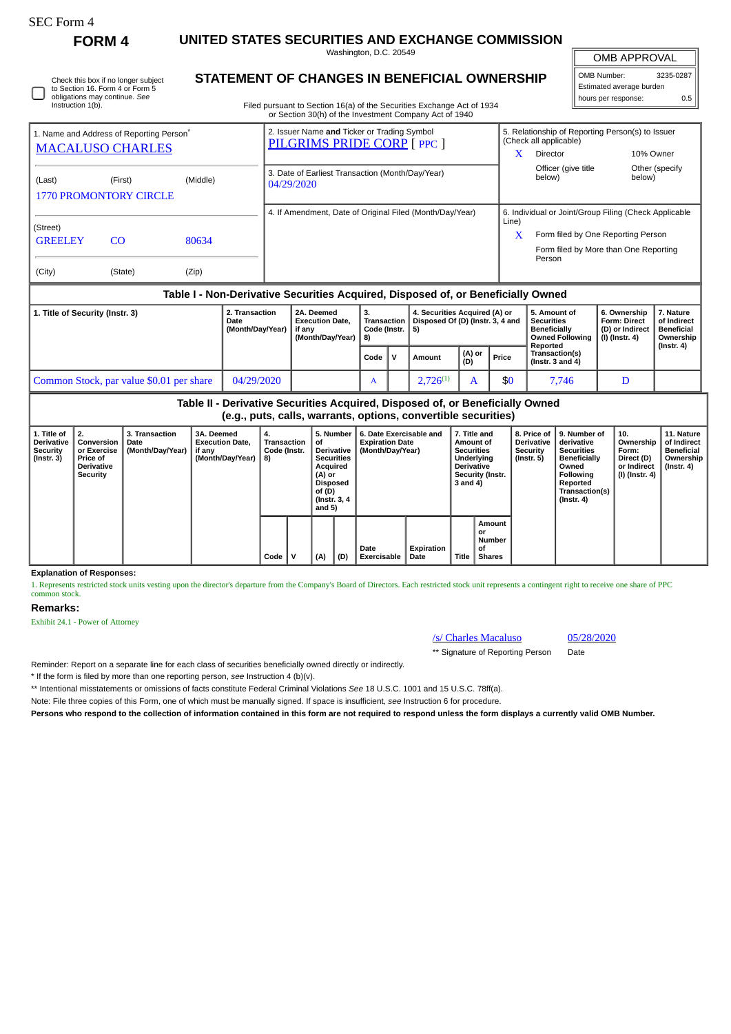SEC Form 4

# FORM 4

## UNITED STATES SECURITIES AND EXCHANGE COMMISSION

Washington, D.C. 20549

## STATEMENT OF CHANGES IN BENEFICIAL OWNERSHIP

Filed pursuant to Section 16(a) of the Securities Exchange Act of 1934 or Section 30(h) of the Investment Company Act of 1940

| OMB APPROVAL | |
|---|---|
| OMB Number: | 3235-0287 |
| Estimated average burden | |
| hours per response: | 0.5 |

☐ Check this box if no longer subject to Section 16. Form 4 or Form 5 obligations may continue. *See* Instruction 1(b).

| 1. Name and Address of Reporting Person* | 2. Issuer Name **and** Ticker or Trading Symbol | 5. Relationship of Reporting Person(s) to Issuer (Check all applicable) |
|---|---|---|
| MACALUSO CHARLES | PILGRIMS PRIDE CORP [ PPC ] | X Director; 10% Owner; Officer (give title below); Other (specify below) |
| (Last) (First) (Middle) 1770 PROMONTORY CIRCLE | 3. Date of Earliest Transaction (Month/Day/Year) 04/29/2020 | |
| (Street) GREELEY CO 80634 | 4. If Amendment, Date of Original Filed (Month/Day/Year) | 6. Individual or Joint/Group Filing (Check Applicable Line) X Form filed by One Reporting Person; Form filed by More than One Reporting Person |
| (City) (State) (Zip) | | |

### Table I - Non-Derivative Securities Acquired, Disposed of, or Beneficially Owned

| 1. Title of Security (Instr. 3) | 2. Transaction Date (Month/Day/Year) | 2A. Deemed Execution Date, if any (Month/Day/Year) | 3. Transaction Code (Instr. 8) | | 4. Securities Acquired (A) or Disposed Of (D) (Instr. 3, 4 and 5) | | | 5. Amount of Securities Beneficially Owned Following Reported Transaction(s) (Instr. 3 and 4) | 6. Ownership Form: Direct (D) or Indirect (I) (Instr. 4) | 7. Nature of Indirect Beneficial Ownership (Instr. 4) |
|---|---|---|---|---|---|---|---|---|---|---|
| | | | Code | V | Amount | (A) or (D) | Price | | | |
| Common Stock, par value $0.01 per share | 04/29/2020 | | A | | 2,726[(1)] | A | $0 | 7,746 | D | |

### Table II - Derivative Securities Acquired, Disposed of, or Beneficially Owned (e.g., puts, calls, warrants, options, convertible securities)

| 1. Title of Derivative Security (Instr. 3) | 2. Conversion or Exercise Price of Derivative Security | 3. Transaction Date (Month/Day/Year) | 3A. Deemed Execution Date, if any (Month/Day/Year) | 4. Transaction Code (Instr. 8) | | 5. Number of Derivative Securities Acquired (A) or Disposed of (D) (Instr. 3, 4 and 5) | | 6. Date Exercisable and Expiration Date (Month/Day/Year) | | 7. Title and Amount of Securities Underlying Derivative Security (Instr. 3 and 4) | | 8. Price of Derivative Security (Instr. 5) | 9. Number of derivative Securities Beneficially Owned Following Reported Transaction(s) (Instr. 4) | 10. Ownership Form: Direct (D) or Indirect (I) (Instr. 4) | 11. Nature of Indirect Beneficial Ownership (Instr. 4) |
|---|---|---|---|---|---|---|---|---|---|---|---|---|---|---|---|
| | | | | Code | V | (A) | (D) | Date Exercisable | Expiration Date | Title | Amount or Number of Shares | | | | |

**Explanation of Responses:**

1. Represents restricted stock units vesting upon the director's departure from the Company's Board of Directors. Each restricted stock unit represents a contingent right to receive one share of PPC common stock.

**Remarks:**

Exhibit 24.1 - Power of Attorney

| /s/ Charles Macaluso | 05/28/2020 |
|---|---|
| ** Signature of Reporting Person | Date |

Reminder: Report on a separate line for each class of securities beneficially owned directly or indirectly.

\* If the form is filed by more than one reporting person, *see* Instruction 4 (b)(v).

** Intentional misstatements or omissions of facts constitute Federal Criminal Violations *See* 18 U.S.C. 1001 and 15 U.S.C. 78ff(a).

Note: File three copies of this Form, one of which must be manually signed. If space is insufficient, *see* Instruction 6 for procedure.

**Persons who respond to the collection of information contained in this form are not required to respond unless the form displays a currently valid OMB Number.**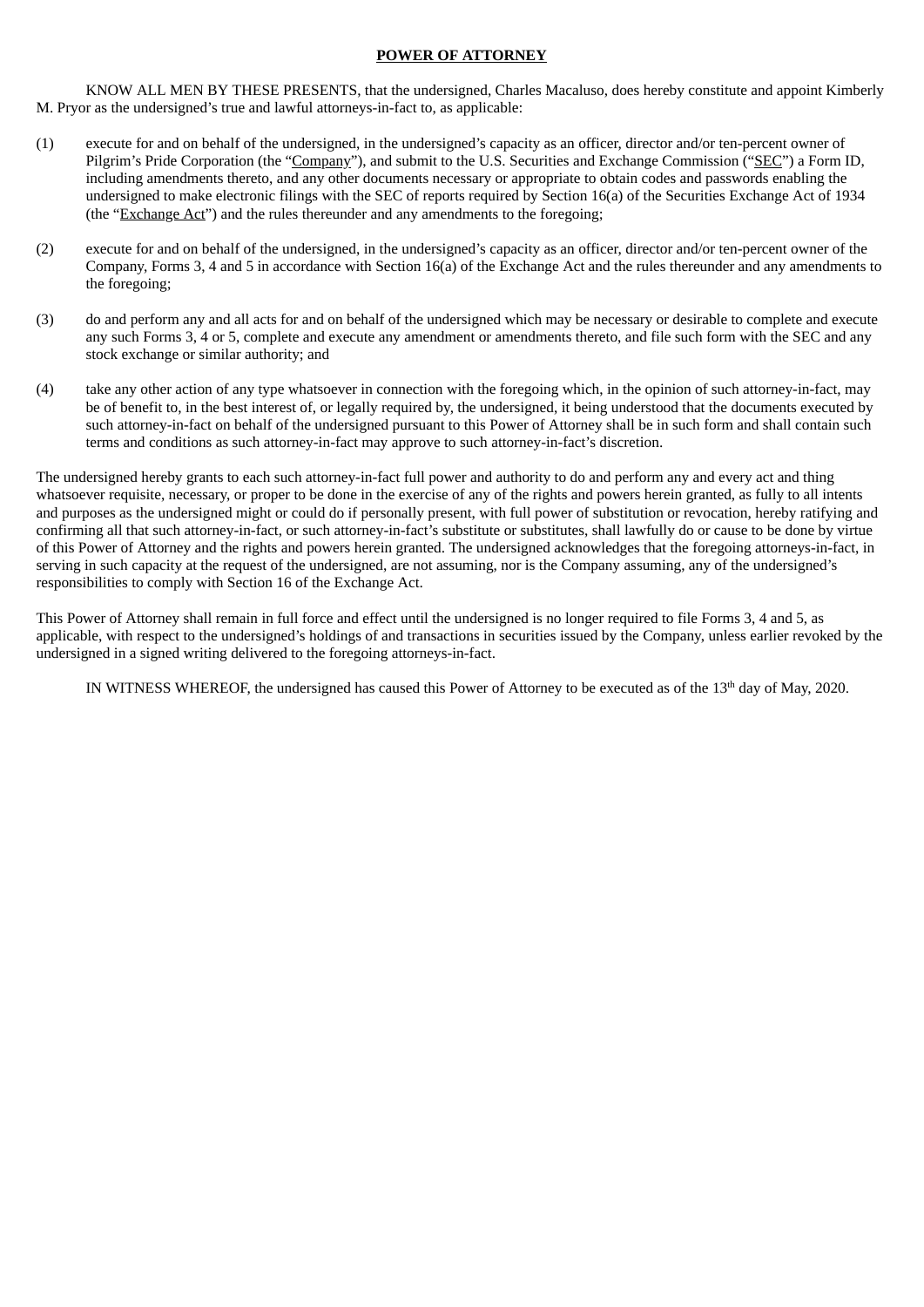**POWER OF ATTORNEY**

KNOW ALL MEN BY THESE PRESENTS, that the undersigned, Charles Macaluso, does hereby constitute and appoint Kimberly M. Pryor as the undersigned's true and lawful attorneys-in-fact to, as applicable:

(1) execute for and on behalf of the undersigned, in the undersigned's capacity as an officer, director and/or ten-percent owner of Pilgrim's Pride Corporation (the "Company"), and submit to the U.S. Securities and Exchange Commission ("SEC") a Form ID, including amendments thereto, and any other documents necessary or appropriate to obtain codes and passwords enabling the undersigned to make electronic filings with the SEC of reports required by Section 16(a) of the Securities Exchange Act of 1934 (the "Exchange Act") and the rules thereunder and any amendments to the foregoing;

(2) execute for and on behalf of the undersigned, in the undersigned's capacity as an officer, director and/or ten-percent owner of the Company, Forms 3, 4 and 5 in accordance with Section 16(a) of the Exchange Act and the rules thereunder and any amendments to the foregoing;

(3) do and perform any and all acts for and on behalf of the undersigned which may be necessary or desirable to complete and execute any such Forms 3, 4 or 5, complete and execute any amendment or amendments thereto, and file such form with the SEC and any stock exchange or similar authority; and

(4) take any other action of any type whatsoever in connection with the foregoing which, in the opinion of such attorney-in-fact, may be of benefit to, in the best interest of, or legally required by, the undersigned, it being understood that the documents executed by such attorney-in-fact on behalf of the undersigned pursuant to this Power of Attorney shall be in such form and shall contain such terms and conditions as such attorney-in-fact may approve to such attorney-in-fact's discretion.

The undersigned hereby grants to each such attorney-in-fact full power and authority to do and perform any and every act and thing whatsoever requisite, necessary, or proper to be done in the exercise of any of the rights and powers herein granted, as fully to all intents and purposes as the undersigned might or could do if personally present, with full power of substitution or revocation, hereby ratifying and confirming all that such attorney-in-fact, or such attorney-in-fact's substitute or substitutes, shall lawfully do or cause to be done by virtue of this Power of Attorney and the rights and powers herein granted. The undersigned acknowledges that the foregoing attorneys-in-fact, in serving in such capacity at the request of the undersigned, are not assuming, nor is the Company assuming, any of the undersigned's responsibilities to comply with Section 16 of the Exchange Act.

This Power of Attorney shall remain in full force and effect until the undersigned is no longer required to file Forms 3, 4 and 5, as applicable, with respect to the undersigned's holdings of and transactions in securities issued by the Company, unless earlier revoked by the undersigned in a signed writing delivered to the foregoing attorneys-in-fact.

IN WITNESS WHEREOF, the undersigned has caused this Power of Attorney to be executed as of the 13th day of May, 2020.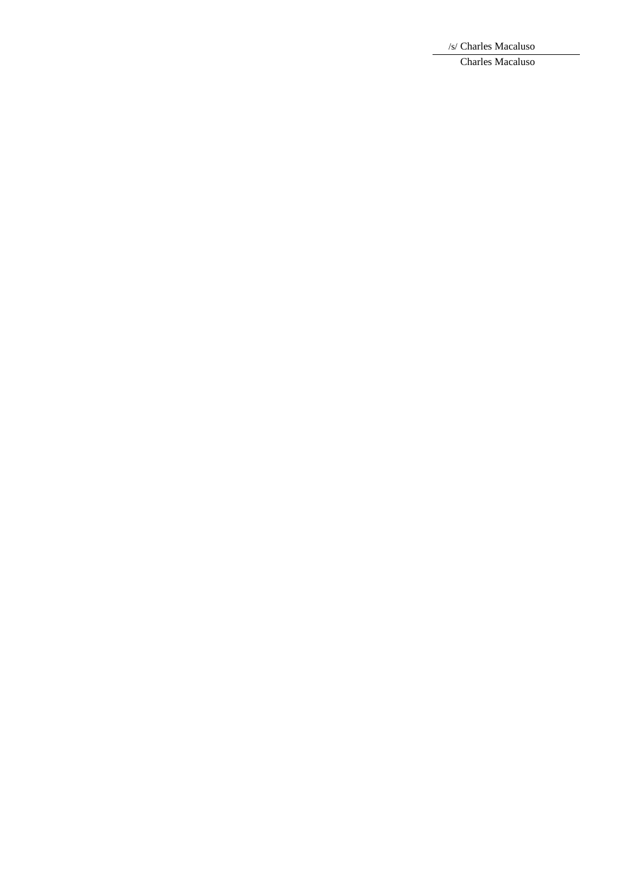/s/ Charles Macaluso

Charles Macaluso